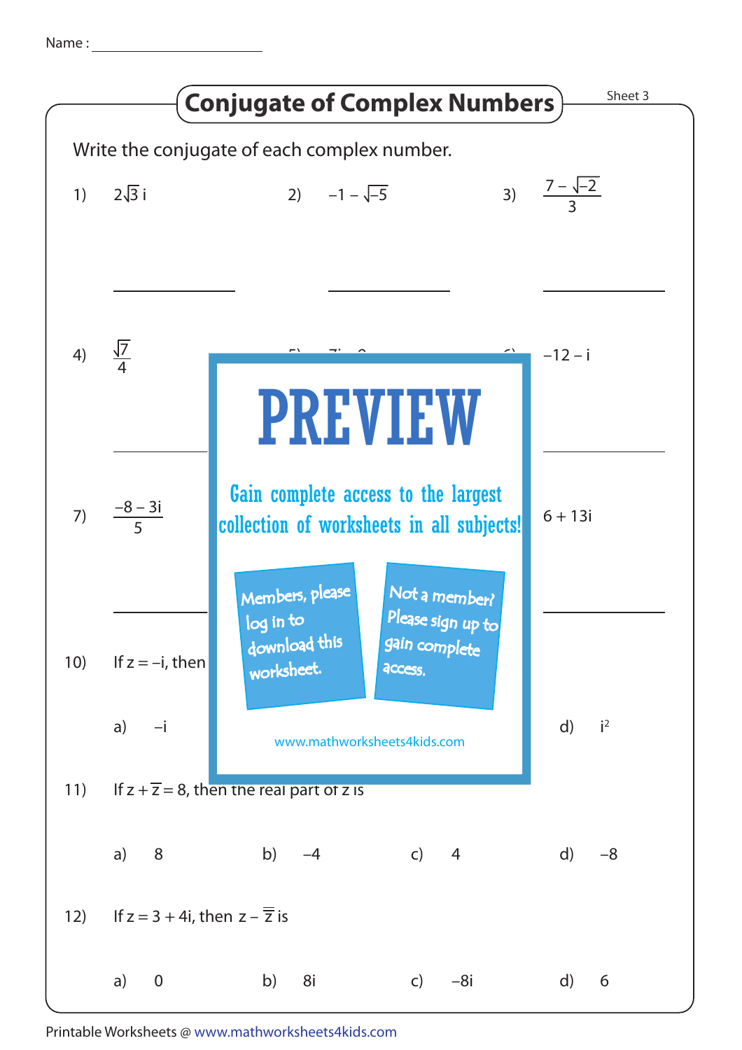Name : ____________________

# Conjugate of Complex Numbers

Sheet 3

Write the conjugate of each complex number.

1) $2\sqrt{3}\,i$

2) $-1 - \sqrt{-5}$

3) $\dfrac{7 - \sqrt{-2}}{3}$

4) $\dfrac{\sqrt{7}}{4}$

6) $-12 - i$

7) $\dfrac{-8 - 3i}{5}$

$6 + 13i$

PREVIEW

Gain complete access to the largest collection of worksheets in all subjects!

Members, please log in to download this worksheet.

Not a member? Please sign up to gain complete access.

www.mathworksheets4kids.com

10) If $z = -i$, then

a) $-i$

d) $i^2$

11) If $z + \overline{z} = 8$, then the real part of z is

a) 8 b) $-4$ c) 4 d) $-8$

12) If $z = 3 + 4i$, then $z - \overline{\overline{z}}$ is

a) 0 b) $8i$ c) $-8i$ d) 6

Printable Worksheets @ www.mathworksheets4kids.com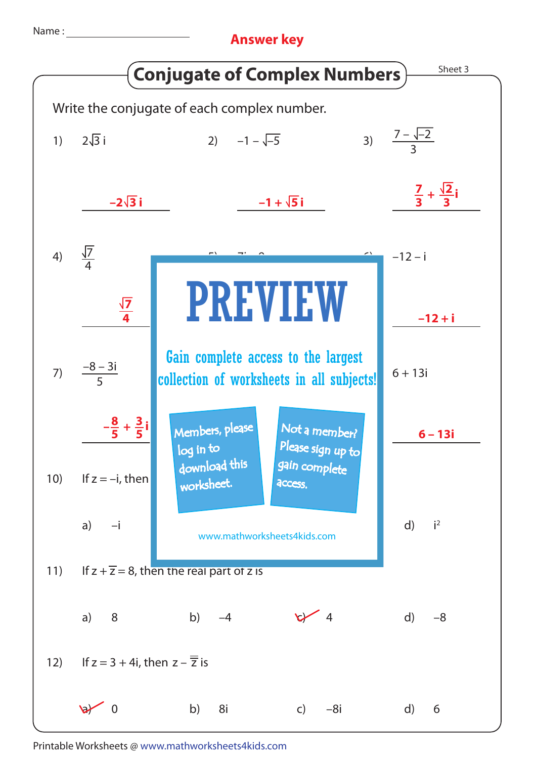Name : ____________________

**Answer key**

# Conjugate of Complex Numbers

Sheet 3

Write the conjugate of each complex number.

1) $2\sqrt{3}\,i$

**$-2\sqrt{3}\,i$**

2) $-1 - \sqrt{-5}$

**$-1 + \sqrt{5}\,i$**

3) $\dfrac{7 - \sqrt{-2}}{3}$

**$\dfrac{7}{3} + \dfrac{\sqrt{2}}{3}i$**

4) $\dfrac{\sqrt{7}}{4}$

**$\dfrac{\sqrt{7}}{4}$**

5) 

6) $-12 - i$

**$-12 + i$**

7) $\dfrac{-8 - 3i}{5}$

**$-\dfrac{8}{5} + \dfrac{3}{5}i$**

8) 

9) $6 + 13i$

**$6 - 13i$**

10) If $z = -i$, then

a) $-i$

d) $i^2$

PREVIEW

Gain complete access to the largest collection of worksheets in all subjects!

Members, please log in to download this worksheet.

Not a member? Please sign up to gain complete access.

www.mathworksheets4kids.com

11) If $z + \overline{z} = 8$, then the real part of z is

a) 8 b) $-4$ c) 4 ✓ d) $-8$

12) If $z = 3 + 4i$, then $z - \overline{\overline{z}}$ is

a) 0 ✓ b) $8i$ c) $-8i$ d) 6

Printable Worksheets @ www.mathworksheets4kids.com